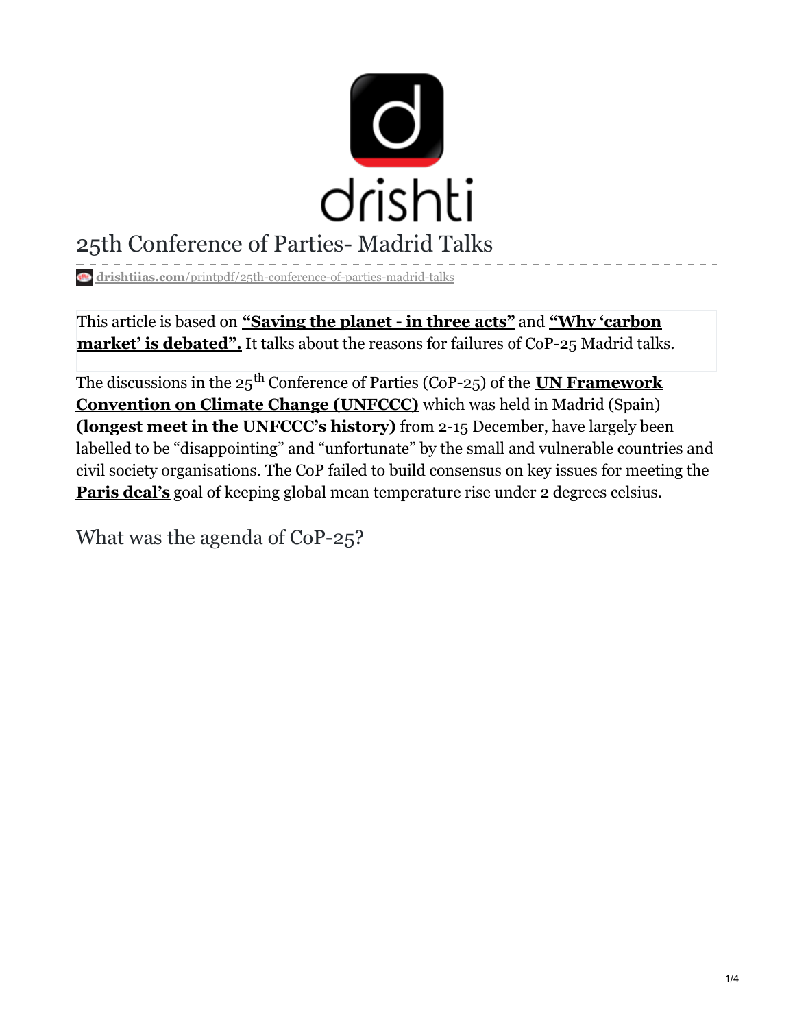drishti

# 25th Conference of Parties- Madrid Talks

**drishtiias.com**/printpdf/25th-conference-of-parties-madrid-talks

This article is based on **"Saving the planet - in three acts"** and **"Why 'carbon market' is debated".** It talks about the reasons for failures of CoP-25 Madrid talks.

The discussions in the 25th Conference of Parties (CoP-25) of the **UN Framework Convention on Climate Change (UNFCCC)** which was held in Madrid (Spain) **(longest meet in the UNFCCC's history)** from 2-15 December, have largely been labelled to be "disappointing" and "unfortunate" by the small and vulnerable countries and civil society organisations. The CoP failed to build consensus on key issues for meeting the **Paris deal's** goal of keeping global mean temperature rise under 2 degrees celsius.

## What was the agenda of CoP-25?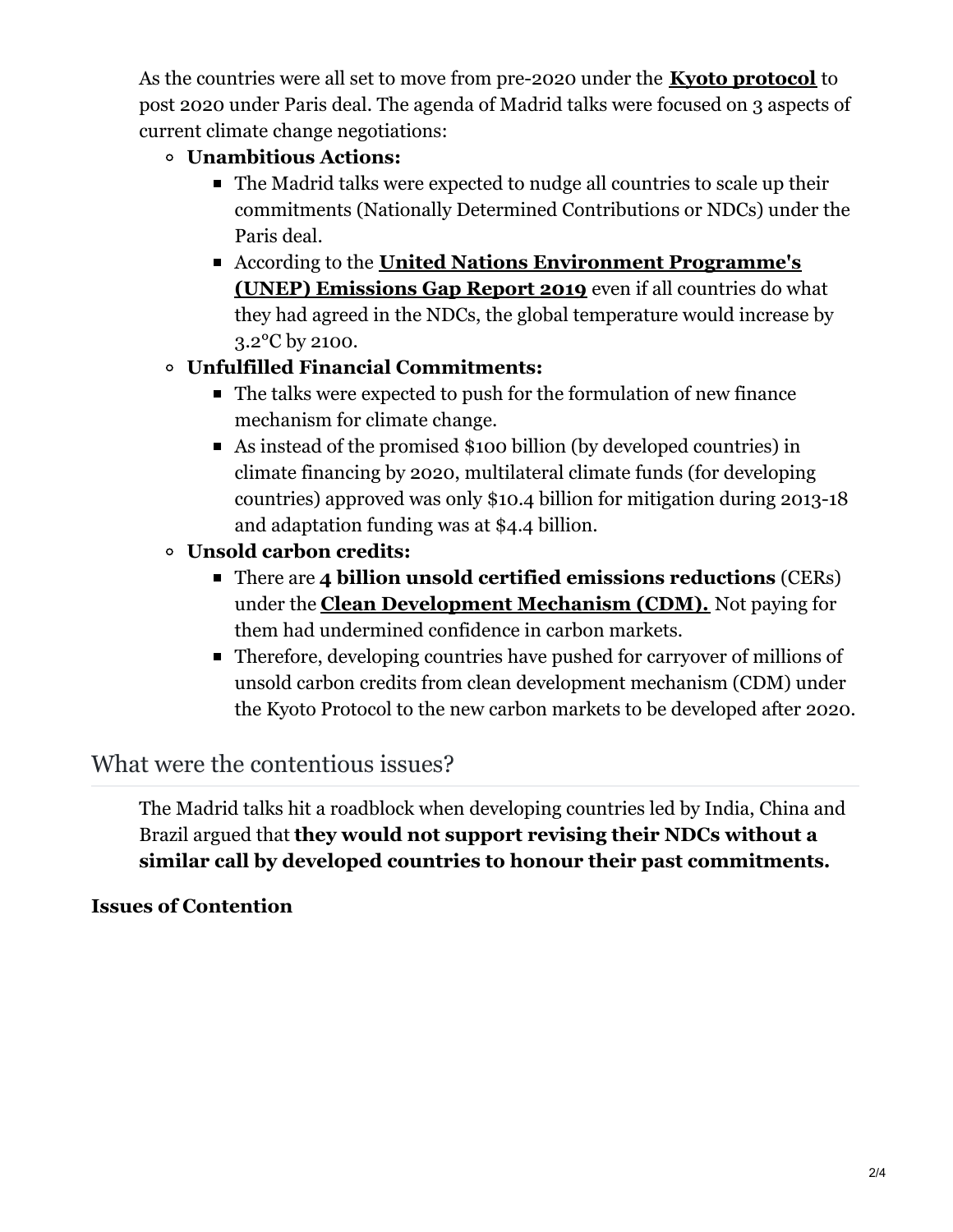As the countries were all set to move from pre-2020 under the **Kyoto protocol** to post 2020 under Paris deal. The agenda of Madrid talks were focused on 3 aspects of current climate change negotiations:

- **Unambitious Actions:**
  - The Madrid talks were expected to nudge all countries to scale up their commitments (Nationally Determined Contributions or NDCs) under the Paris deal.
  - According to the **United Nations Environment Programme's (UNEP) Emissions Gap Report 2019** even if all countries do what they had agreed in the NDCs, the global temperature would increase by 3.2°C by 2100.
- **Unfulfilled Financial Commitments:**
  - The talks were expected to push for the formulation of new finance mechanism for climate change.
  - As instead of the promised $100 billion (by developed countries) in climate financing by 2020, multilateral climate funds (for developing countries) approved was only $10.4 billion for mitigation during 2013-18 and adaptation funding was at $4.4 billion.
- **Unsold carbon credits:**
  - There are **4 billion unsold certified emissions reductions** (CERs) under the **Clean Development Mechanism (CDM).** Not paying for them had undermined confidence in carbon markets.
  - Therefore, developing countries have pushed for carryover of millions of unsold carbon credits from clean development mechanism (CDM) under the Kyoto Protocol to the new carbon markets to be developed after 2020.

## What were the contentious issues?

The Madrid talks hit a roadblock when developing countries led by India, China and Brazil argued that **they would not support revising their NDCs without a similar call by developed countries to honour their past commitments.**

**Issues of Contention**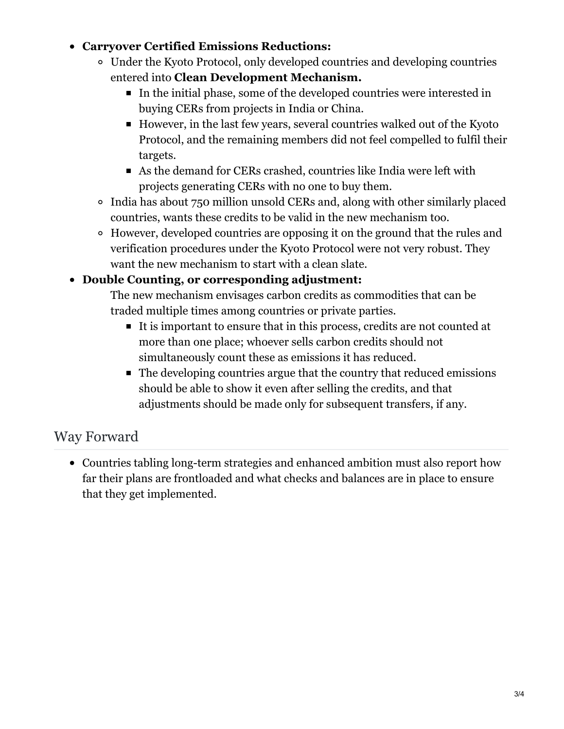- **Carryover Certified Emissions Reductions:**
  - Under the Kyoto Protocol, only developed countries and developing countries entered into **Clean Development Mechanism.**
    - In the initial phase, some of the developed countries were interested in buying CERs from projects in India or China.
    - However, in the last few years, several countries walked out of the Kyoto Protocol, and the remaining members did not feel compelled to fulfil their targets.
    - As the demand for CERs crashed, countries like India were left with projects generating CERs with no one to buy them.
  - India has about 750 million unsold CERs and, along with other similarly placed countries, wants these credits to be valid in the new mechanism too.
  - However, developed countries are opposing it on the ground that the rules and verification procedures under the Kyoto Protocol were not very robust. They want the new mechanism to start with a clean slate.
- **Double Counting, or corresponding adjustment:**

  The new mechanism envisages carbon credits as commodities that can be traded multiple times among countries or private parties.
    - It is important to ensure that in this process, credits are not counted at more than one place; whoever sells carbon credits should not simultaneously count these as emissions it has reduced.
    - The developing countries argue that the country that reduced emissions should be able to show it even after selling the credits, and that adjustments should be made only for subsequent transfers, if any.

## Way Forward

- Countries tabling long-term strategies and enhanced ambition must also report how far their plans are frontloaded and what checks and balances are in place to ensure that they get implemented.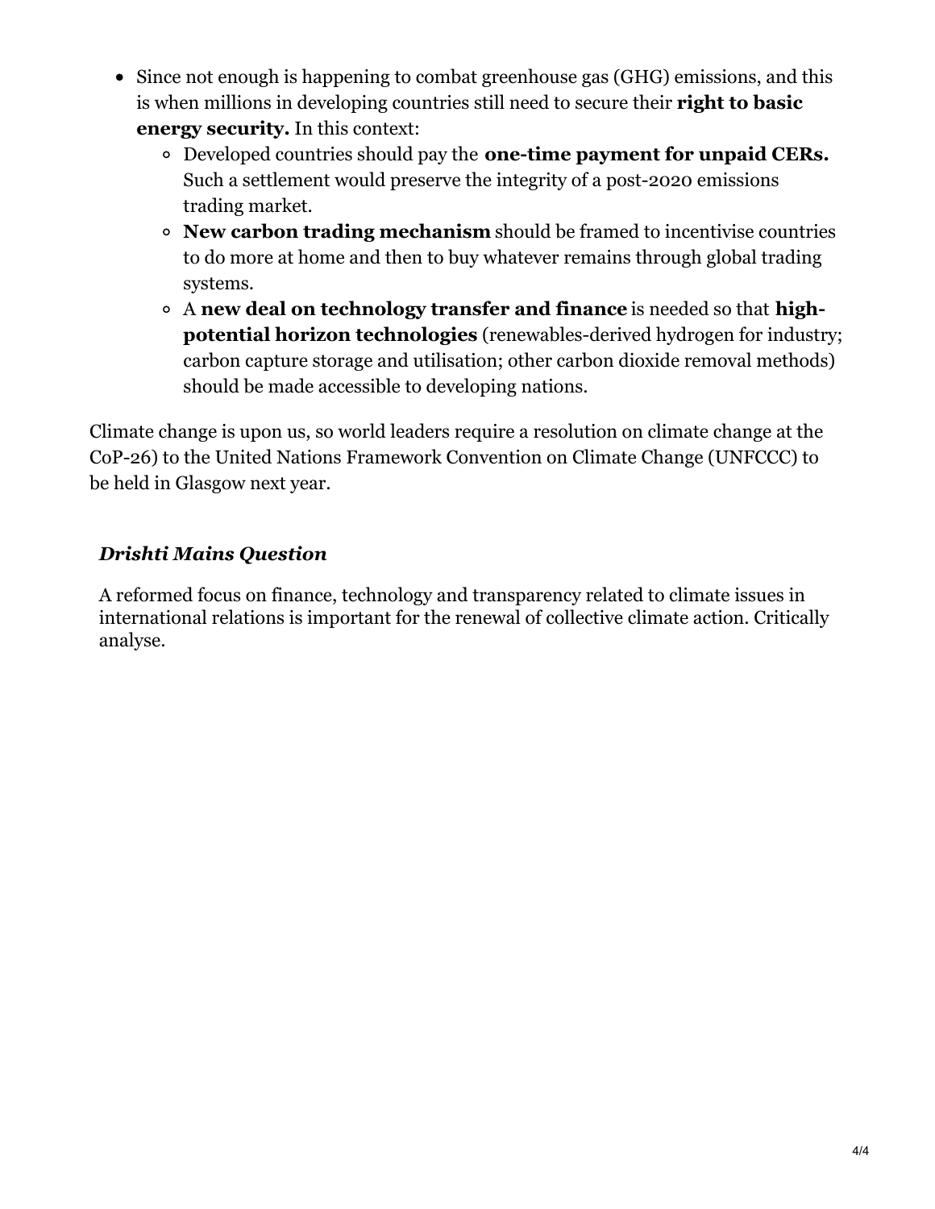- Since not enough is happening to combat greenhouse gas (GHG) emissions, and this is when millions in developing countries still need to secure their **right to basic energy security.** In this context:
  - Developed countries should pay the **one-time payment for unpaid CERs.** Such a settlement would preserve the integrity of a post-2020 emissions trading market.
  - **New carbon trading mechanism** should be framed to incentivise countries to do more at home and then to buy whatever remains through global trading systems.
  - A **new deal on technology transfer and finance** is needed so that **high-potential horizon technologies** (renewables-derived hydrogen for industry; carbon capture storage and utilisation; other carbon dioxide removal methods) should be made accessible to developing nations.

Climate change is upon us, so world leaders require a resolution on climate change at the CoP-26) to the United Nations Framework Convention on Climate Change (UNFCCC) to be held in Glasgow next year.

***Drishti Mains Question***

A reformed focus on finance, technology and transparency related to climate issues in international relations is important for the renewal of collective climate action. Critically analyse.